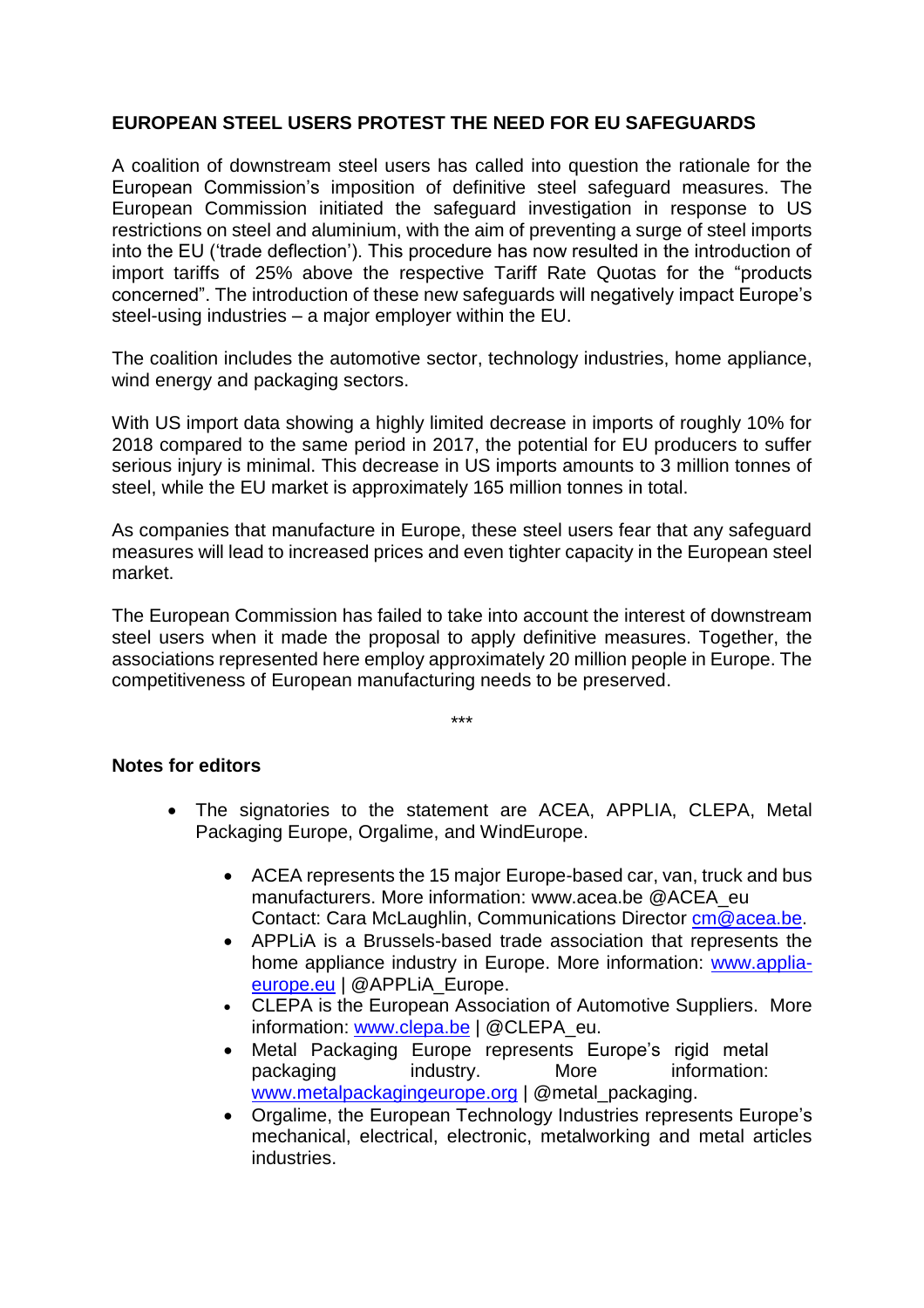**EUROPEAN STEEL USERS PROTEST THE NEED FOR EU SAFEGUARDS**

A coalition of downstream steel users has called into question the rationale for the European Commission's imposition of definitive steel safeguard measures. The European Commission initiated the safeguard investigation in response to US restrictions on steel and aluminium, with the aim of preventing a surge of steel imports into the EU ('trade deflection'). This procedure has now resulted in the introduction of import tariffs of 25% above the respective Tariff Rate Quotas for the "products concerned". The introduction of these new safeguards will negatively impact Europe's steel-using industries – a major employer within the EU.

The coalition includes the automotive sector, technology industries, home appliance, wind energy and packaging sectors.

With US import data showing a highly limited decrease in imports of roughly 10% for 2018 compared to the same period in 2017, the potential for EU producers to suffer serious injury is minimal. This decrease in US imports amounts to 3 million tonnes of steel, while the EU market is approximately 165 million tonnes in total.

As companies that manufacture in Europe, these steel users fear that any safeguard measures will lead to increased prices and even tighter capacity in the European steel market.

The European Commission has failed to take into account the interest of downstream steel users when it made the proposal to apply definitive measures. Together, the associations represented here employ approximately 20 million people in Europe. The competitiveness of European manufacturing needs to be preserved.

\*\*\*

**Notes for editors**

- The signatories to the statement are ACEA, APPLIA, CLEPA, Metal Packaging Europe, Orgalime, and WindEurope.
  - ACEA represents the 15 major Europe-based car, van, truck and bus manufacturers. More information: www.acea.be @ACEA_eu
    Contact: Cara McLaughlin, Communications Director cm@acea.be.
  - APPLiA is a Brussels-based trade association that represents the home appliance industry in Europe. More information: www.applia-europe.eu | @APPLiA_Europe.
  - CLEPA is the European Association of Automotive Suppliers. More information: www.clepa.be | @CLEPA_eu.
  - Metal Packaging Europe represents Europe's rigid metal packaging industry. More information: www.metalpackagingeurope.org | @metal_packaging.
  - Orgalime, the European Technology Industries represents Europe's mechanical, electrical, electronic, metalworking and metal articles industries.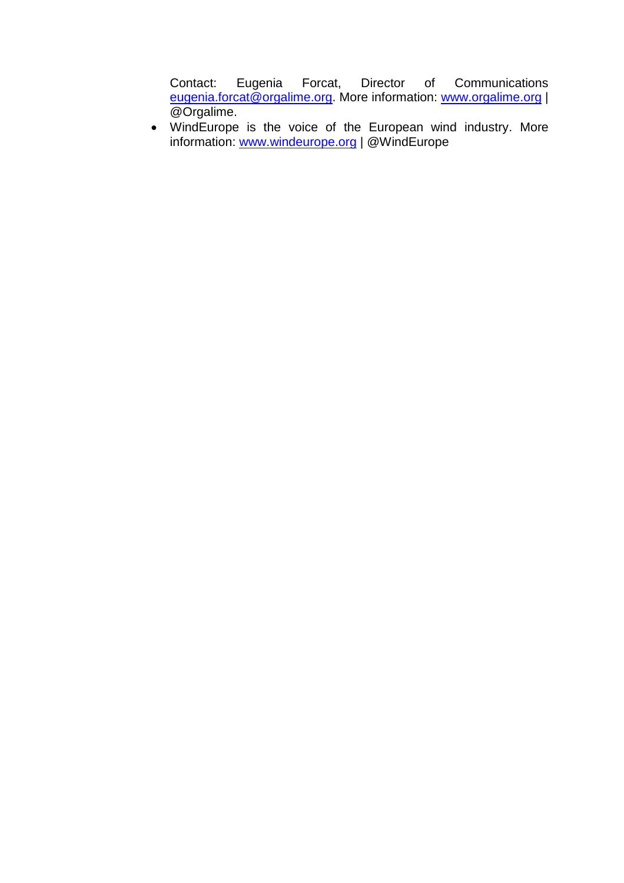Contact: Eugenia Forcat, Director of Communications eugenia.forcat@orgalime.org. More information: www.orgalime.org | @Orgalime.

- WindEurope is the voice of the European wind industry. More information: www.windeurope.org | @WindEurope